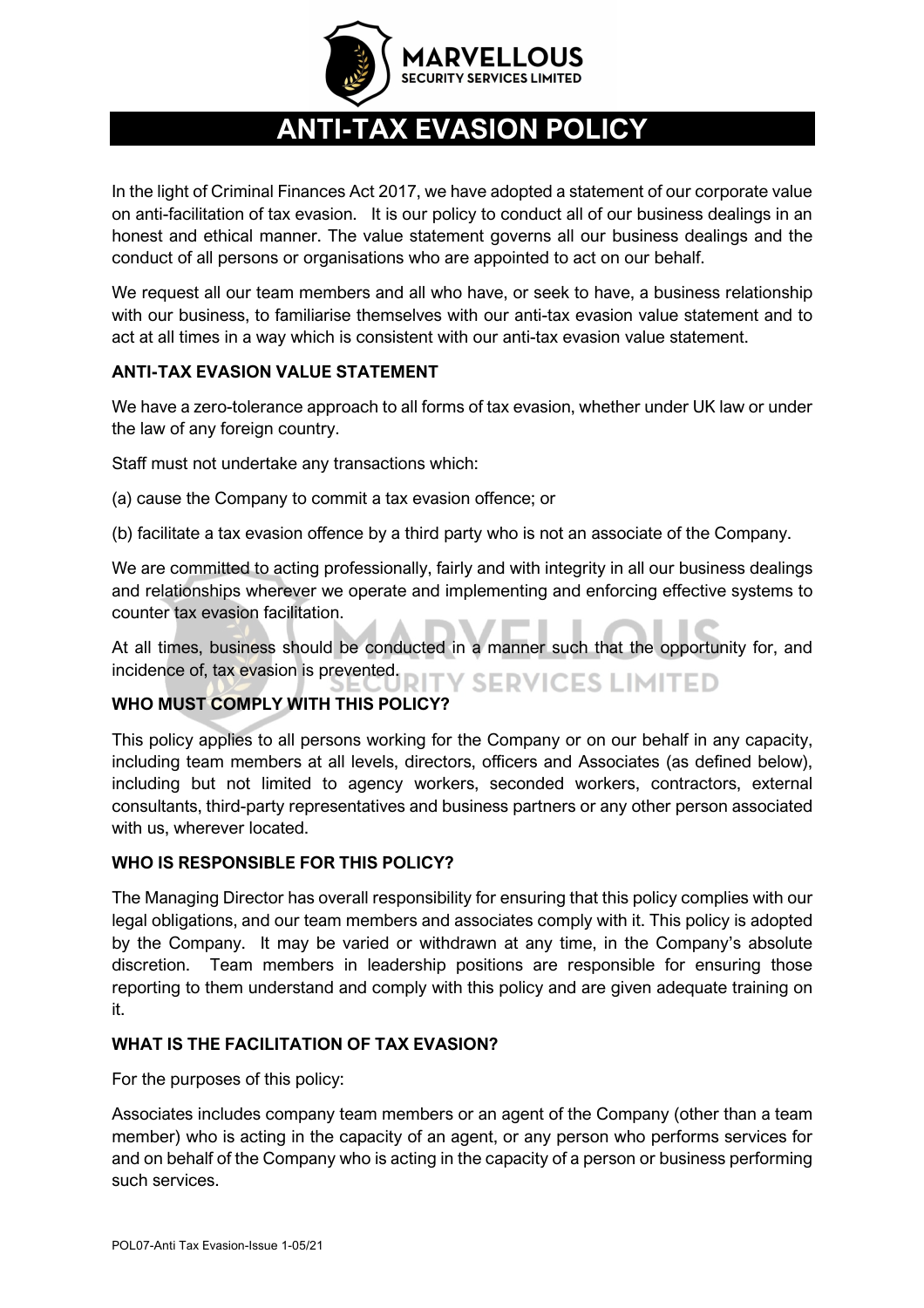# ANTI-TAX EVASION POLICY

In the light of Criminal Finances Act 2017, we have adopted a statement of our corporate value on anti-facilitation of tax evasion. It is our policy to conduct all of our business dealings in an honest and ethical manner. The value statement governs all our business dealings and the conduct of all persons or organisations who are appointed to act on our behalf.

We request all our team members and all who have, or seek to have, a business relationship with our business, to familiarise themselves with our anti-tax evasion value statement and to act at all times in a way which is consistent with our anti-tax evasion value statement.

## ANTI-TAX EVASION VALUE STATEMENT

We have a zero-tolerance approach to all forms of tax evasion, whether under UK law or under the law of any foreign country.

Staff must not undertake any transactions which:

(a) cause the Company to commit a tax evasion offence; or

(b) facilitate a tax evasion offence by a third party who is not an associate of the Company.

We are committed to acting professionally, fairly and with integrity in all our business dealings and relationships wherever we operate and implementing and enforcing effective systems to counter tax evasion facilitation.

At all times, business should be conducted in a manner such that the opportunity for, and incidence of, tax evasion is prevented.

## WHO MUST COMPLY WITH THIS POLICY?

This policy applies to all persons working for the Company or on our behalf in any capacity, including team members at all levels, directors, officers and Associates (as defined below), including but not limited to agency workers, seconded workers, contractors, external consultants, third-party representatives and business partners or any other person associated with us, wherever located.

## WHO IS RESPONSIBLE FOR THIS POLICY?

The Managing Director has overall responsibility for ensuring that this policy complies with our legal obligations, and our team members and associates comply with it. This policy is adopted by the Company. It may be varied or withdrawn at any time, in the Company's absolute discretion. Team members in leadership positions are responsible for ensuring those reporting to them understand and comply with this policy and are given adequate training on it.

## WHAT IS THE FACILITATION OF TAX EVASION?

For the purposes of this policy:

Associates includes company team members or an agent of the Company (other than a team member) who is acting in the capacity of an agent, or any person who performs services for and on behalf of the Company who is acting in the capacity of a person or business performing such services.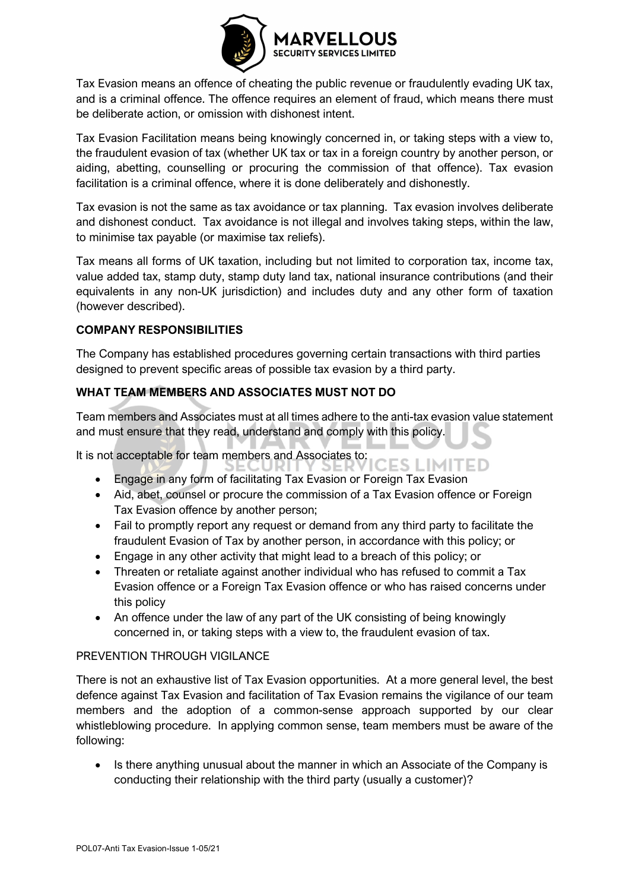Tax Evasion means an offence of cheating the public revenue or fraudulently evading UK tax, and is a criminal offence. The offence requires an element of fraud, which means there must be deliberate action, or omission with dishonest intent.

Tax Evasion Facilitation means being knowingly concerned in, or taking steps with a view to, the fraudulent evasion of tax (whether UK tax or tax in a foreign country by another person, or aiding, abetting, counselling or procuring the commission of that offence). Tax evasion facilitation is a criminal offence, where it is done deliberately and dishonestly.

Tax evasion is not the same as tax avoidance or tax planning. Tax evasion involves deliberate and dishonest conduct. Tax avoidance is not illegal and involves taking steps, within the law, to minimise tax payable (or maximise tax reliefs).

Tax means all forms of UK taxation, including but not limited to corporation tax, income tax, value added tax, stamp duty, stamp duty land tax, national insurance contributions (and their equivalents in any non-UK jurisdiction) and includes duty and any other form of taxation (however described).

**COMPANY RESPONSIBILITIES**

The Company has established procedures governing certain transactions with third parties designed to prevent specific areas of possible tax evasion by a third party.

**WHAT TEAM MEMBERS AND ASSOCIATES MUST NOT DO**

Team members and Associates must at all times adhere to the anti-tax evasion value statement and must ensure that they read, understand and comply with this policy.

It is not acceptable for team members and Associates to:

- Engage in any form of facilitating Tax Evasion or Foreign Tax Evasion
- Aid, abet, counsel or procure the commission of a Tax Evasion offence or Foreign Tax Evasion offence by another person;
- Fail to promptly report any request or demand from any third party to facilitate the fraudulent Evasion of Tax by another person, in accordance with this policy; or
- Engage in any other activity that might lead to a breach of this policy; or
- Threaten or retaliate against another individual who has refused to commit a Tax Evasion offence or a Foreign Tax Evasion offence or who has raised concerns under this policy
- An offence under the law of any part of the UK consisting of being knowingly concerned in, or taking steps with a view to, the fraudulent evasion of tax.

PREVENTION THROUGH VIGILANCE

There is not an exhaustive list of Tax Evasion opportunities. At a more general level, the best defence against Tax Evasion and facilitation of Tax Evasion remains the vigilance of our team members and the adoption of a common-sense approach supported by our clear whistleblowing procedure. In applying common sense, team members must be aware of the following:

- Is there anything unusual about the manner in which an Associate of the Company is conducting their relationship with the third party (usually a customer)?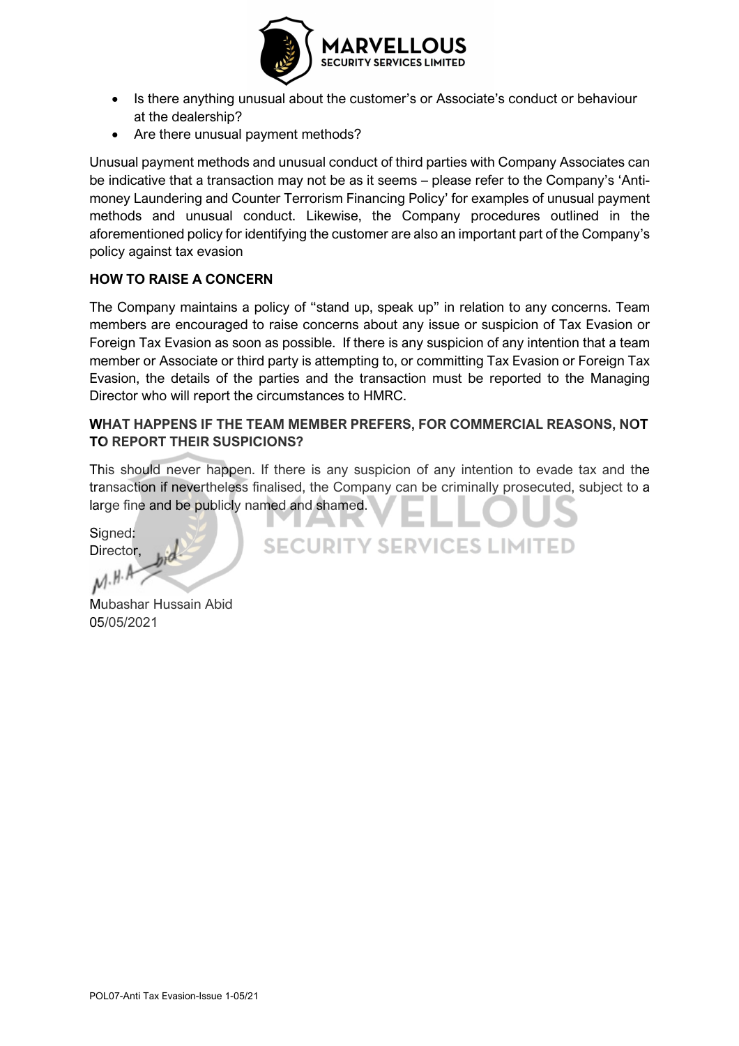- Is there anything unusual about the customer's or Associate's conduct or behaviour at the dealership?
- Are there unusual payment methods?

Unusual payment methods and unusual conduct of third parties with Company Associates can be indicative that a transaction may not be as it seems – please refer to the Company's 'Anti-money Laundering and Counter Terrorism Financing Policy' for examples of unusual payment methods and unusual conduct. Likewise, the Company procedures outlined in the aforementioned policy for identifying the customer are also an important part of the Company's policy against tax evasion

**HOW TO RAISE A CONCERN**

The Company maintains a policy of "stand up, speak up" in relation to any concerns. Team members are encouraged to raise concerns about any issue or suspicion of Tax Evasion or Foreign Tax Evasion as soon as possible. If there is any suspicion of any intention that a team member or Associate or third party is attempting to, or committing Tax Evasion or Foreign Tax Evasion, the details of the parties and the transaction must be reported to the Managing Director who will report the circumstances to HMRC.

**WHAT HAPPENS IF THE TEAM MEMBER PREFERS, FOR COMMERCIAL REASONS, NOT TO REPORT THEIR SUSPICIONS?**

This should never happen. If there is any suspicion of any intention to evade tax and the transaction if nevertheless finalised, the Company can be criminally prosecuted, subject to a large fine and be publicly named and shamed.

Signed:
Director,

M.H.Abid

Mubashar Hussain Abid
05/05/2021